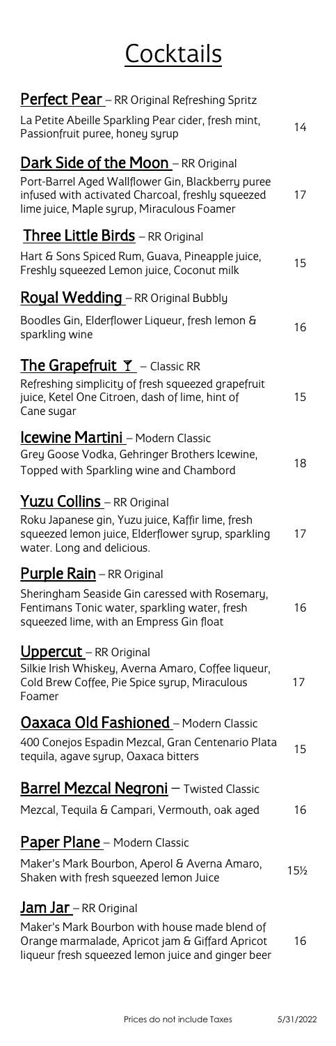# Cocktails

## Perfect Pear – RR Original Refreshing Spritz

La Petite Abeille Sparkling Pear cider, fresh mint, Passionfruit puree, honey syrup — 14

## Dark Side of the Moon – RR Original

Port-Barrel Aged Wallflower Gin, Blackberry puree infused with activated Charcoal, freshly squeezed lime juice, Maple syrup, Miraculous Foamer — 17

## Three Little Birds – RR Original

Hart & Sons Spiced Rum, Guava, Pineapple juice, Freshly squeezed Lemon juice, Coconut milk — 15

## Royal Wedding – RR Original Bubbly

Boodles Gin, Elderflower Liqueur, fresh lemon & sparkling wine — 16

## The Grapefruit 🍸 – Classic RR

Refreshing simplicity of fresh squeezed grapefruit juice, Ketel One Citroen, dash of lime, hint of Cane sugar — 15

## Icewine Martini – Modern Classic

Grey Goose Vodka, Gehringer Brothers Icewine, Topped with Sparkling wine and Chambord — 18

## Yuzu Collins – RR Original

Roku Japanese gin, Yuzu juice, Kaffir lime, fresh squeezed lemon juice, Elderflower syrup, sparkling water. Long and delicious. — 17

## Purple Rain – RR Original

Sheringham Seaside Gin caressed with Rosemary, Fentimans Tonic water, sparkling water, fresh squeezed lime, with an Empress Gin float — 16

## Uppercut – RR Original

Silkie Irish Whiskey, Averna Amaro, Coffee liqueur, Cold Brew Coffee, Pie Spice syrup, Miraculous Foamer — 17

## Oaxaca Old Fashioned – Modern Classic

400 Conejos Espadin Mezcal, Gran Centenario Plata tequila, agave syrup, Oaxaca bitters — 15

## Barrel Mezcal Negroni – Twisted Classic

Mezcal, Tequila & Campari, Vermouth, oak aged — 16

## Paper Plane – Modern Classic

Maker's Mark Bourbon, Aperol & Averna Amaro, Shaken with fresh squeezed lemon Juice — 15½

## Jam Jar – RR Original

Maker's Mark Bourbon with house made blend of Orange marmalade, Apricot jam & Giffard Apricot liqueur fresh squeezed lemon juice and ginger beer — 16

Prices do not include Taxes — 5/31/2022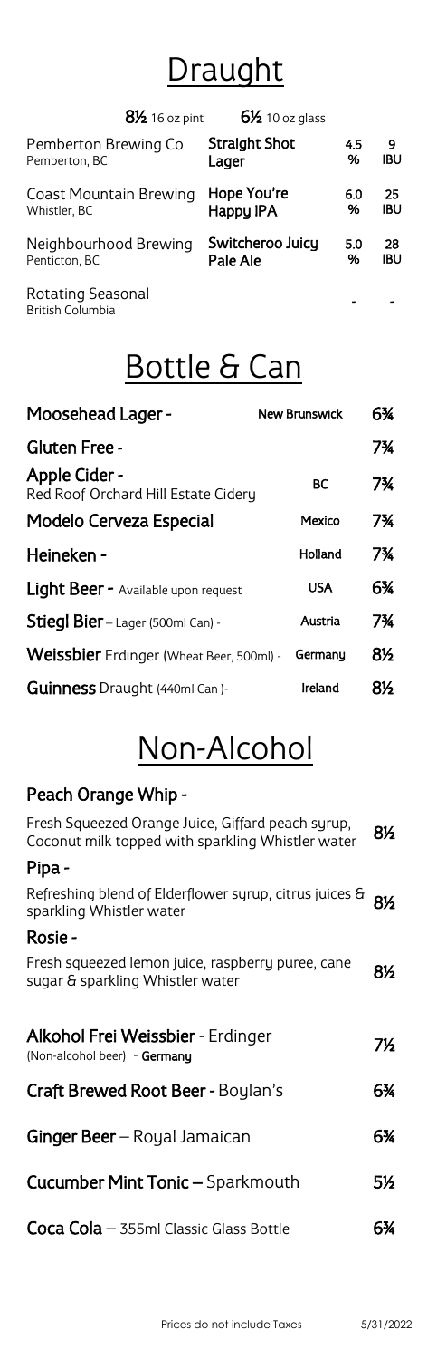# Draught

| | | | | |
|---|---|---|---|---|
| 8½ 16 oz pint | 6½ 10 oz glass | | | |
| Pemberton Brewing Co<br>Pemberton, BC | **Straight Shot Lager** | 4.5 % | 9 IBU | |
| Coast Mountain Brewing<br>Whistler, BC | **Hope You're Happy IPA** | 6.0 % | 25 IBU | |
| Neighbourhood Brewing<br>Penticton, BC | **Switcheroo Juicy Pale Ale** | 5.0 % | 28 IBU | |
| Rotating Seasonal<br>British Columbia | | - | - | |

# Bottle & Can

| | | |
|---|---|---|
| **Moosehead Lager -** | New Brunswick | 6¾ |
| **Gluten Free -** | | 7¾ |
| **Apple Cider -** Red Roof Orchard Hill Estate Cidery | BC | 7¾ |
| **Modelo Cerveza Especial** | Mexico | 7¾ |
| **Heineken -** | Holland | 7¾ |
| **Light Beer -** Available upon request | USA | 6¾ |
| **Stiegl Bier** – Lager (500ml Can) - | Austria | 7¾ |
| **Weissbier** Erdinger (Wheat Beer, 500ml) - | Germany | 8½ |
| **Guinness** Draught (440ml Can )- | Ireland | 8½ |

# Non-Alcohol

**Peach Orange Whip -**

Fresh Squeezed Orange Juice, Giffard peach syrup, Coconut milk topped with sparkling Whistler water — 8½

**Pipa -**

Refreshing blend of Elderflower syrup, citrus juices & sparkling Whistler water — 8½

**Rosie -**

Fresh squeezed lemon juice, raspberry puree, cane sugar & sparkling Whistler water — 8½

**Alkohol Frei Weissbier** - Erdinger (Non-alcohol beer) - Germany — 7½

**Craft Brewed Root Beer** - Boylan's — 6¾

**Ginger Beer** – Royal Jamaican — 6¾

**Cucumber Mint Tonic** – Sparkmouth — 5½

**Coca Cola** – 355ml Classic Glass Bottle — 6¾

Prices do not include Taxes 5/31/2022